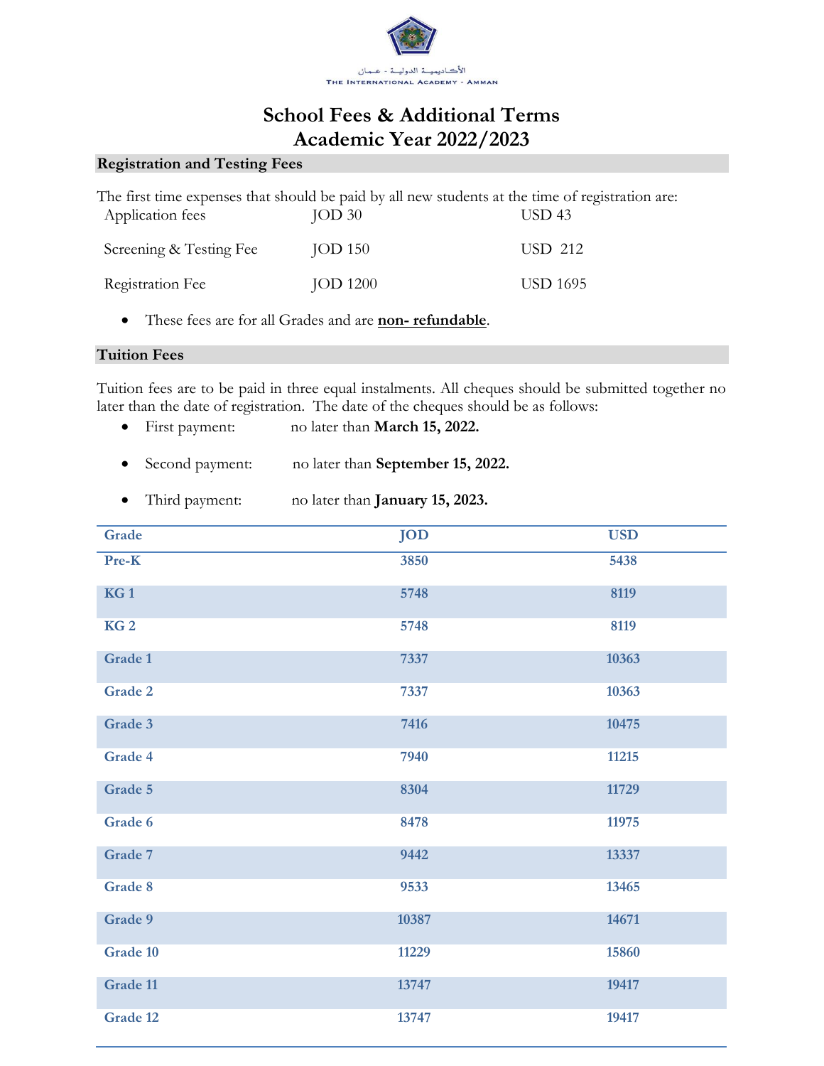الأكاديمية الدولية - عمان

The International Academy - Amman

# School Fees & Additional Terms
# Academic Year 2022/2023

## Registration and Testing Fees

The first time expenses that should be paid by all new students at the time of registration are:

| | | |
|---|---|---|
| Application fees | JOD 30 | USD 43 |
| Screening & Testing Fee | JOD 150 | USD 212 |
| Registration Fee | JOD 1200 | USD 1695 |

- These fees are for all Grades and are **non- refundable**.

## Tuition Fees

Tuition fees are to be paid in three equal instalments. All cheques should be submitted together no later than the date of registration. The date of the cheques should be as follows:

- First payment: no later than **March 15, 2022.**
- Second payment: no later than **September 15, 2022.**
- Third payment: no later than **January 15, 2023.**

| Grade | JOD | USD |
|---|---|---|
| Pre-K | 3850 | 5438 |
| KG 1 | 5748 | 8119 |
| KG 2 | 5748 | 8119 |
| Grade 1 | 7337 | 10363 |
| Grade 2 | 7337 | 10363 |
| Grade 3 | 7416 | 10475 |
| Grade 4 | 7940 | 11215 |
| Grade 5 | 8304 | 11729 |
| Grade 6 | 8478 | 11975 |
| Grade 7 | 9442 | 13337 |
| Grade 8 | 9533 | 13465 |
| Grade 9 | 10387 | 14671 |
| Grade 10 | 11229 | 15860 |
| Grade 11 | 13747 | 19417 |
| Grade 12 | 13747 | 19417 |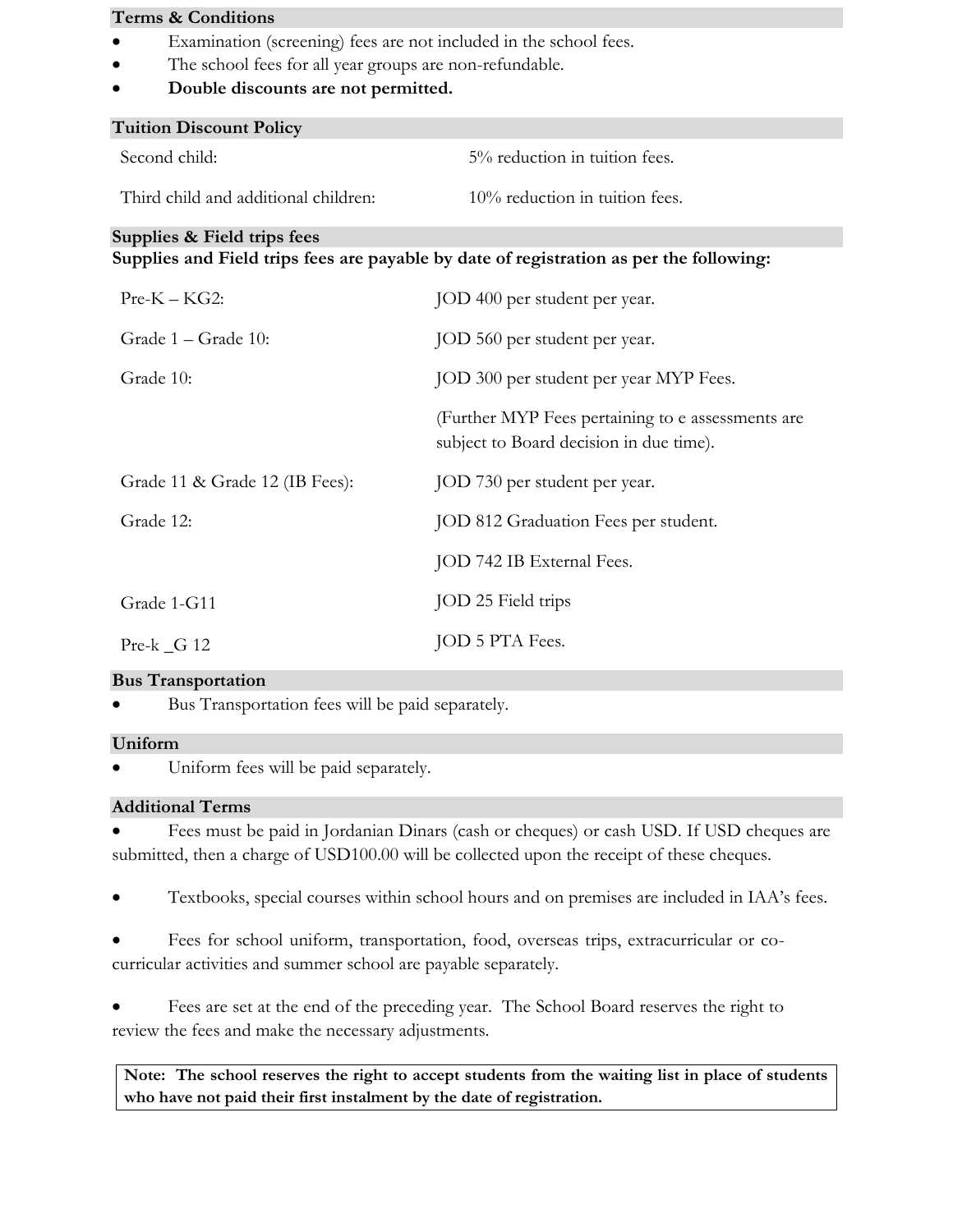## Terms & Conditions

- Examination (screening) fees are not included in the school fees.
- The school fees for all year groups are non-refundable.
- **Double discounts are not permitted.**

## Tuition Discount Policy

| | |
|---|---|
| Second child: | 5% reduction in tuition fees. |
| Third child and additional children: | 10% reduction in tuition fees. |

## Supplies & Field trips fees

**Supplies and Field trips fees are payable by date of registration as per the following:**

| | |
|---|---|
| Pre-K – KG2: | JOD 400 per student per year. |
| Grade 1 – Grade 10: | JOD 560 per student per year. |
| Grade 10: | JOD 300 per student per year MYP Fees. |
| | (Further MYP Fees pertaining to e assessments are subject to Board decision in due time). |
| Grade 11 & Grade 12 (IB Fees): | JOD 730 per student per year. |
| Grade 12: | JOD 812 Graduation Fees per student. |
| | JOD 742 IB External Fees. |
| Grade 1-G11 | JOD 25 Field trips |
| Pre-k _G 12 | JOD 5 PTA Fees. |

## Bus Transportation

- Bus Transportation fees will be paid separately.

## Uniform

- Uniform fees will be paid separately.

## Additional Terms

- Fees must be paid in Jordanian Dinars (cash or cheques) or cash USD. If USD cheques are submitted, then a charge of USD100.00 will be collected upon the receipt of these cheques.
- Textbooks, special courses within school hours and on premises are included in IAA's fees.
- Fees for school uniform, transportation, food, overseas trips, extracurricular or co-curricular activities and summer school are payable separately.
- Fees are set at the end of the preceding year. The School Board reserves the right to review the fees and make the necessary adjustments.

**Note: The school reserves the right to accept students from the waiting list in place of students who have not paid their first instalment by the date of registration.**